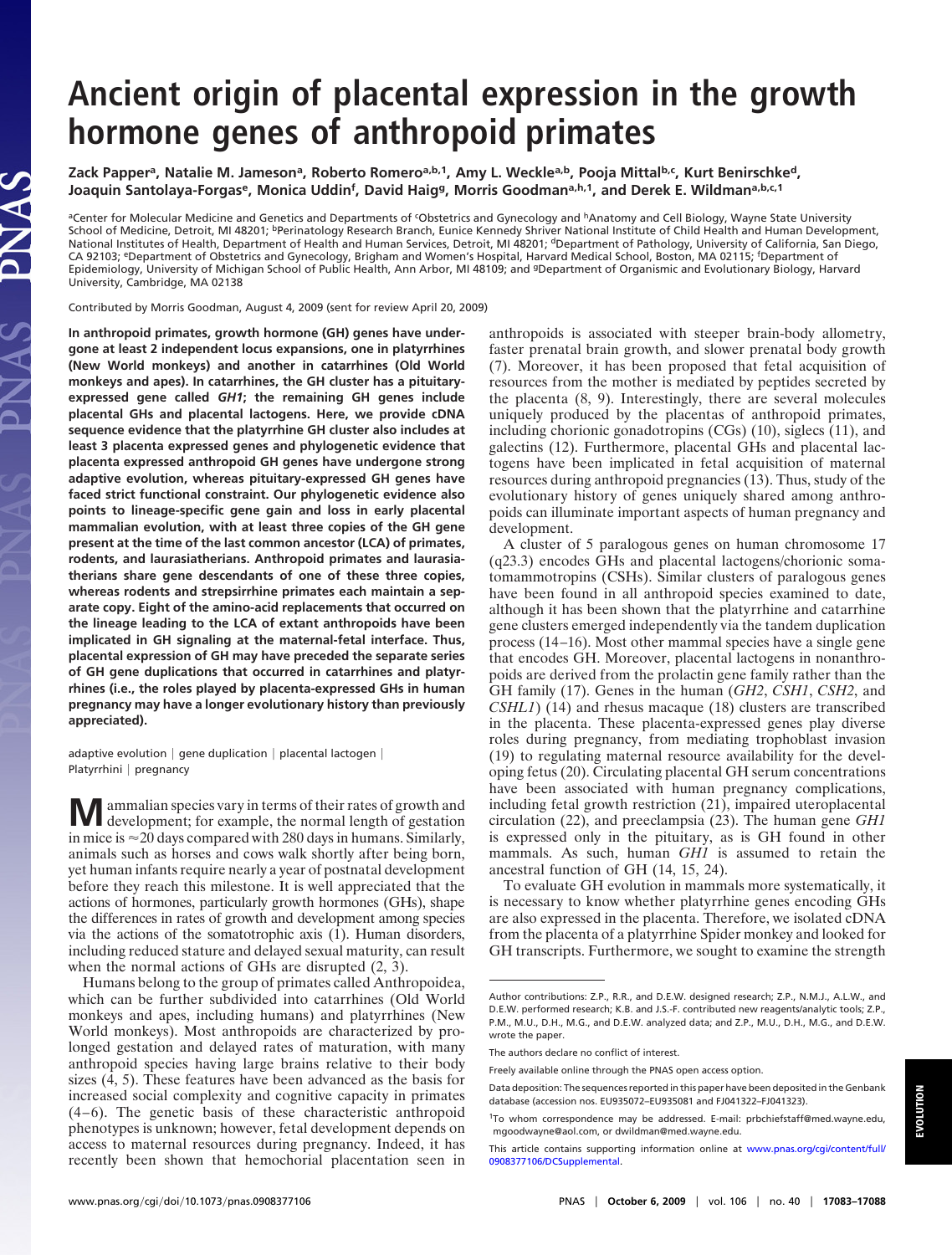# Ancient origin of placental expression in the growth hormone genes of anthropoid primates

Zack Papper[a], Natalie M. Jameson[a], Roberto Romero[a,b,1], Amy L. Weckle[a,b], Pooja Mittal[b,c], Kurt Benirschke[d], Joaquin Santolaya-Forgas[e], Monica Uddin[f], David Haig[g], Morris Goodman[a,h,1], and Derek E. Wildman[a,b,c,1]

[a]Center for Molecular Medicine and Genetics and Departments of [c]Obstetrics and Gynecology and [h]Anatomy and Cell Biology, Wayne State University School of Medicine, Detroit, MI 48201; [b]Perinatology Research Branch, Eunice Kennedy Shriver National Institute of Child Health and Human Development, National Institutes of Health, Department of Health and Human Services, Detroit, MI 48201; [d]Department of Pathology, University of California, San Diego, CA 92103; [e]Department of Obstetrics and Gynecology, Brigham and Women's Hospital, Harvard Medical School, Boston, MA 02115; [f]Department of Epidemiology, University of Michigan School of Public Health, Ann Arbor, MI 48109; and [g]Department of Organismic and Evolutionary Biology, Harvard University, Cambridge, MA 02138

Contributed by Morris Goodman, August 4, 2009 (sent for review April 20, 2009)

**In anthropoid primates, growth hormone (GH) genes have undergone at least 2 independent locus expansions, one in platyrrhines (New World monkeys) and another in catarrhines (Old World monkeys and apes). In catarrhines, the GH cluster has a pituitary-expressed gene called *GH1*; the remaining GH genes include placental GHs and placental lactogens. Here, we provide cDNA sequence evidence that the platyrrhine GH cluster also includes at least 3 placenta expressed genes and phylogenetic evidence that placenta expressed anthropoid GH genes have undergone strong adaptive evolution, whereas pituitary-expressed GH genes have faced strict functional constraint. Our phylogenetic evidence also points to lineage-specific gene gain and loss in early placental mammalian evolution, with at least three copies of the GH gene present at the time of the last common ancestor (LCA) of primates, rodents, and laurasiatherians. Anthropoid primates and laurasiatherians share gene descendants of one of these three copies, whereas rodents and strepsirrhine primates each maintain a separate copy. Eight of the amino-acid replacements that occurred on the lineage leading to the LCA of extant anthropoids have been implicated in GH signaling at the maternal-fetal interface. Thus, placental expression of GH may have preceded the separate series of GH gene duplications that occurred in catarrhines and platyrrhines (i.e., the roles played by placenta-expressed GHs in human pregnancy may have a longer evolutionary history than previously appreciated).**

adaptive evolution | gene duplication | placental lactogen | Platyrrhini | pregnancy

Mammalian species vary in terms of their rates of growth and development; for example, the normal length of gestation in mice is ≈20 days compared with 280 days in humans. Similarly, animals such as horses and cows walk shortly after being born, yet human infants require nearly a year of postnatal development before they reach this milestone. It is well appreciated that the actions of hormones, particularly growth hormones (GHs), shape the differences in rates of growth and development among species via the actions of the somatotrophic axis (1). Human disorders, including reduced stature and delayed sexual maturity, can result when the normal actions of GHs are disrupted (2, 3).

Humans belong to the group of primates called Anthropoidea, which can be further subdivided into catarrhines (Old World monkeys and apes, including humans) and platyrrhines (New World monkeys). Most anthropoids are characterized by prolonged gestation and delayed rates of maturation, with many anthropoid species having large brains relative to their body sizes (4, 5). These features have been advanced as the basis for increased social complexity and cognitive capacity in primates (4–6). The genetic basis of these characteristic anthropoid phenotypes is unknown; however, fetal development depends on access to maternal resources during pregnancy. Indeed, it has recently been shown that hemochorial placentation seen in anthropoids is associated with steeper brain-body allometry, faster prenatal brain growth, and slower prenatal body growth (7). Moreover, it has been proposed that fetal acquisition of resources from the mother is mediated by peptides secreted by the placenta (8, 9). Interestingly, there are several molecules uniquely produced by the placentas of anthropoid primates, including chorionic gonadotropins (CGs) (10), siglecs (11), and galectins (12). Furthermore, placental GHs and placental lactogens have been implicated in fetal acquisition of maternal resources during anthropoid pregnancies (13). Thus, study of the evolutionary history of genes uniquely shared among anthropoids can illuminate important aspects of human pregnancy and development.

A cluster of 5 paralogous genes on human chromosome 17 (q23.3) encodes GHs and placental lactogens/chorionic somatomammotropins (CSHs). Similar clusters of paralogous genes have been found in all anthropoid species examined to date, although it has been shown that the platyrrhine and catarrhine gene clusters emerged independently via the tandem duplication process (14–16). Most other mammal species have a single gene that encodes GH. Moreover, placental lactogens in nonanthropoids are derived from the prolactin gene family rather than the GH family (17). Genes in the human (*GH2*, *CSH1*, *CSH2*, and *CSHL1*) (14) and rhesus macaque (18) clusters are transcribed in the placenta. These placenta-expressed genes play diverse roles during pregnancy, from mediating trophoblast invasion (19) to regulating maternal resource availability for the developing fetus (20). Circulating placental GH serum concentrations have been associated with human pregnancy complications, including fetal growth restriction (21), impaired uteroplacental circulation (22), and preeclampsia (23). The human gene *GH1* is expressed only in the pituitary, as is GH found in other mammals. As such, human *GH1* is assumed to retain the ancestral function of GH (14, 15, 24).

To evaluate GH evolution in mammals more systematically, it is necessary to know whether platyrrhine genes encoding GHs are also expressed in the placenta. Therefore, we isolated cDNA from the placenta of a platyrrhine Spider monkey and looked for GH transcripts. Furthermore, we sought to examine the strength

---

Author contributions: Z.P., R.R., and D.E.W. designed research; Z.P., N.M.J., A.L.W., and D.E.W. performed research; K.B. and J.S.-F. contributed new reagents/analytic tools; Z.P., P.M., M.U., D.H., M.G., and D.E.W. analyzed data; and Z.P., M.U., D.H., M.G., and D.E.W. wrote the paper.

The authors declare no conflict of interest.

Freely available online through the PNAS open access option.

Data deposition: The sequences reported in this paper have been deposited in the Genbank database (accession nos. EU935072–EU935081 and FJ041322–FJ041323).

[1]To whom correspondence may be addressed. E-mail: prbchiefstaff@med.wayne.edu, mgoodwayne@aol.com, or dwildman@med.wayne.edu.

This article contains supporting information online at www.pnas.org/cgi/content/full/0908377106/DCSupplemental.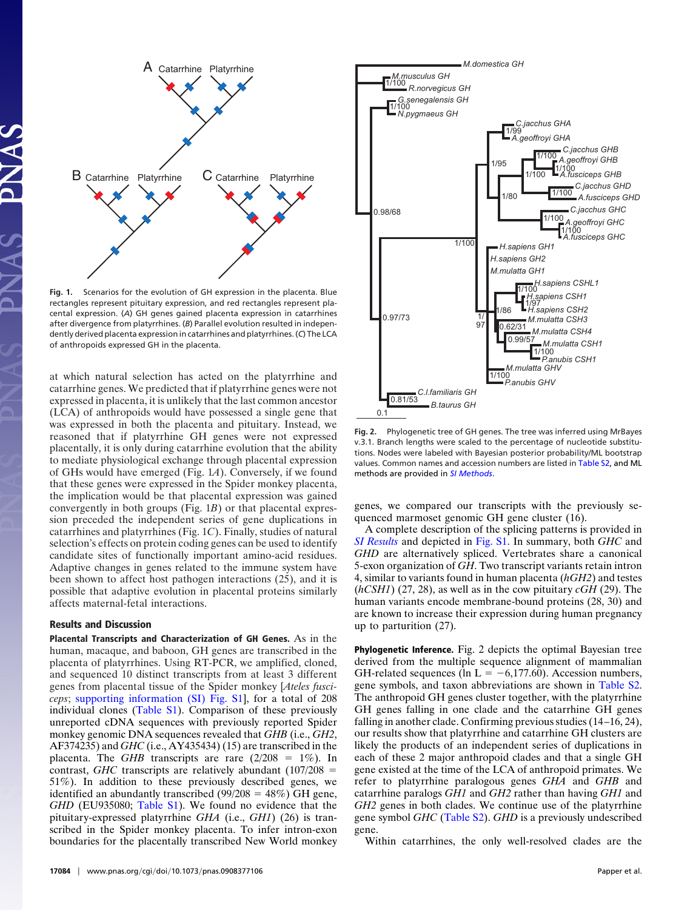**Fig. 1.** Scenarios for the evolution of GH expression in the placenta. Blue rectangles represent pituitary expression, and red rectangles represent placental expression. (*A*) GH genes gained placenta expression in catarrhines after divergence from platyrrhines. (*B*) Parallel evolution resulted in independently derived placenta expression in catarrhines and platyrrhines. (*C*) The LCA of anthropoids expressed GH in the placenta.

at which natural selection has acted on the platyrrhine and catarrhine genes. We predicted that if platyrrhine genes were not expressed in placenta, it is unlikely that the last common ancestor (LCA) of anthropoids would have possessed a single gene that was expressed in both the placenta and pituitary. Instead, we reasoned that if platyrrhine GH genes were not expressed placentally, it is only during catarrhine evolution that the ability to mediate physiological exchange through placental expression of GHs would have emerged (Fig. 1*A*). Conversely, if we found that these genes were expressed in the Spider monkey placenta, the implication would be that placental expression was gained convergently in both groups (Fig. 1*B*) or that placental expression preceded the independent series of gene duplications in catarrhines and platyrrhines (Fig. 1*C*). Finally, studies of natural selection's effects on protein coding genes can be used to identify candidate sites of functionally important amino-acid residues. Adaptive changes in genes related to the immune system have been shown to affect host pathogen interactions (25), and it is possible that adaptive evolution in placental proteins similarly affects maternal-fetal interactions.

## Results and Discussion

**Placental Transcripts and Characterization of GH Genes.** As in the human, macaque, and baboon, GH genes are transcribed in the placenta of platyrrhines. Using RT-PCR, we amplified, cloned, and sequenced 10 distinct transcripts from at least 3 different genes from placental tissue of the Spider monkey [*Ateles fusciceps*; supporting information (SI) Fig. S1], for a total of 208 individual clones (Table S1). Comparison of these previously unreported cDNA sequences with previously reported Spider monkey genomic DNA sequences revealed that *GHB* (i.e., *GH2*, AF374235) and *GHC* (i.e., AY435434) (15) are transcribed in the placenta. The *GHB* transcripts are rare (2/208 = 1%). In contrast, *GHC* transcripts are relatively abundant (107/208 = 51%). In addition to these previously described genes, we identified an abundantly transcribed (99/208 = 48%) GH gene, *GHD* (EU935080; Table S1). We found no evidence that the pituitary-expressed platyrrhine *GHA* (i.e., *GH1*) (26) is transcribed in the Spider monkey placenta. To infer intron-exon boundaries for the placentally transcribed New World monkey genes, we compared our transcripts with the previously sequenced marmoset genomic GH gene cluster (16).

A complete description of the splicing patterns is provided in *SI Results* and depicted in Fig. S1. In summary, both *GHC* and *GHD* are alternatively spliced. Vertebrates share a canonical 5-exon organization of *GH*. Two transcript variants retain intron 4, similar to variants found in human placenta (*hGH2*) and testes (*hCSH1*) (27, 28), as well as in the cow pituitary *cGH* (29). The human variants encode membrane-bound proteins (28, 30) and are known to increase their expression during human pregnancy up to parturition (27).

**Fig. 2.** Phylogenetic tree of GH genes. The tree was inferred using MrBayes v.3.1. Branch lengths were scaled to the percentage of nucleotide substitutions. Nodes were labeled with Bayesian posterior probability/ML bootstrap values. Common names and accession numbers are listed in Table S2, and ML methods are provided in *SI Methods*.

**Phylogenetic Inference.** Fig. 2 depicts the optimal Bayesian tree derived from the multiple sequence alignment of mammalian GH-related sequences (ln L = −6,177.60). Accession numbers, gene symbols, and taxon abbreviations are shown in Table S2. The anthropoid GH genes cluster together, with the platyrrhine GH genes falling in one clade and the catarrhine GH genes falling in another clade. Confirming previous studies (14–16, 24), our results show that platyrrhine and catarrhine GH clusters are likely the products of an independent series of duplications in each of these 2 major anthropoid clades and that a single GH gene existed at the time of the LCA of anthropoid primates. We refer to platyrrhine paralogous genes *GHA* and *GHB* and catarrhine paralogs *GH1* and *GH2* rather than having *GH1* and *GH2* genes in both clades. We continue use of the platyrrhine gene symbol *GHC* (Table S2). *GHD* is a previously undescribed gene.

Within catarrhines, the only well-resolved clades are the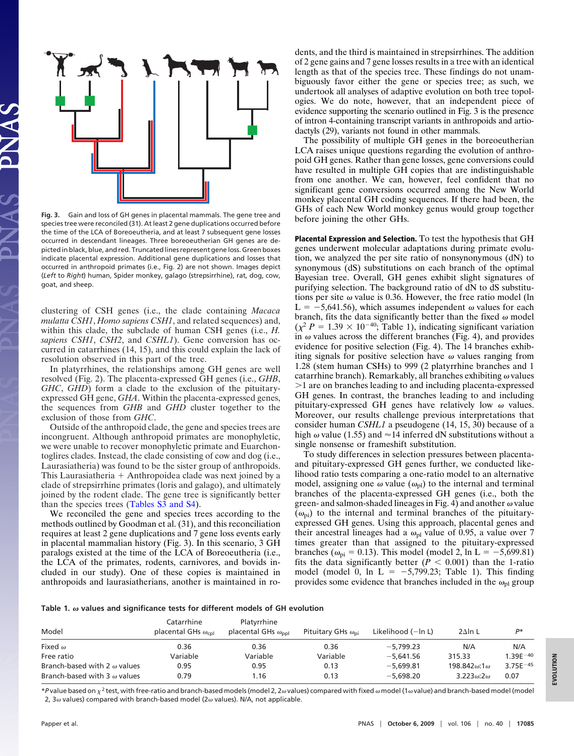**Fig. 3.** Gain and loss of GH genes in placental mammals. The gene tree and species tree were reconciled (31). At least 2 gene duplications occurred before the time of the LCA of Boreoeutheria, and at least 7 subsequent gene losses occurred in descendant lineages. Three boreoeutherian GH genes are depicted in black, blue, and red. Truncated lines represent gene loss. Green boxes indicate placental expression. Additional gene duplications and losses that occurred in anthropoid primates (i.e., Fig. 2) are not shown. Images depict (*Left* to *Right*) human, Spider monkey, galago (strepsirrhine), rat, dog, cow, goat, and sheep.

clustering of CSH genes (i.e., the clade containing *Macaca mulatta CSH1*, *Homo sapiens CSH1*, and related sequences) and, within this clade, the subclade of human CSH genes (i.e., *H. sapiens CSH1*, *CSH2*, and *CSHL1*). Gene conversion has occurred in catarrhines (14, 15), and this could explain the lack of resolution observed in this part of the tree.

In platyrrhines, the relationships among GH genes are well resolved (Fig. 2). The placenta-expressed GH genes (i.e., *GHB*, *GHC*, *GHD*) form a clade to the exclusion of the pituitary-expressed GH gene, *GHA*. Within the placenta-expressed genes, the sequences from *GHB* and *GHD* cluster together to the exclusion of those from *GHC*.

Outside of the anthropoid clade, the gene and species trees are incongruent. Although anthropoid primates are monophyletic, we were unable to recover monophyletic primate and Euarchontoglires clades. Instead, the clade consisting of cow and dog (i.e., Laurasiatheria) was found to be the sister group of anthropoids. This Laurasiatheria + Anthropoidea clade was next joined by a clade of strepsirrhine primates (loris and galago), and ultimately joined by the rodent clade. The gene tree is significantly better than the species trees (Tables S3 and S4).

We reconciled the gene and species trees according to the methods outlined by Goodman et al. (31), and this reconciliation requires at least 2 gene duplications and 7 gene loss events early in placental mammalian history (Fig. 3). In this scenario, 3 GH paralogs existed at the time of the LCA of Boreoeutheria (i.e., the LCA of the primates, rodents, carnivores, and bovids included in our study). One of these copies is maintained in anthropoids and laurasiatherians, another is maintained in rodents, and the third is maintained in strepsirrhines. The addition of 2 gene gains and 7 gene losses results in a tree with an identical length as that of the species tree. These findings do not unambiguously favor either the gene or species tree; as such, we undertook all analyses of adaptive evolution on both tree topologies. We do note, however, that an independent piece of evidence supporting the scenario outlined in Fig. 3 is the presence of intron 4-containing transcript variants in anthropoids and artiodactyls (29), variants not found in other mammals.

The possibility of multiple GH genes in the boreoeutherian LCA raises unique questions regarding the evolution of anthropoid GH genes. Rather than gene losses, gene conversions could have resulted in multiple GH copies that are indistinguishable from one another. We can, however, feel confident that no significant gene conversions occurred among the New World monkey placental GH coding sequences. If there had been, the GHs of each New World monkey genus would group together before joining the other GHs.

**Placental Expression and Selection.** To test the hypothesis that GH genes underwent molecular adaptations during primate evolution, we analyzed the per site ratio of nonsynonymous (dN) to synonymous (dS) substitutions on each branch of the optimal Bayesian tree. Overall, GH genes exhibit slight signatures of purifying selection. The background ratio of dN to dS substitutions per site $\omega$ value is 0.36. However, the free ratio model (ln L = −5,641.56), which assumes independent $\omega$ values for each branch, fits the data significantly better than the fixed $\omega$ model ($\chi^2$ $P = 1.39 \times 10^{-40}$; Table 1), indicating significant variation in $\omega$ values across the different branches (Fig. 4), and provides evidence for positive selection (Fig. 4). The 14 branches exhibiting signals for positive selection have $\omega$ values ranging from 1.28 (stem human CSHs) to 999 (2 platyrrhine branches and 1 catarrhine branch). Remarkably, all branches exhibiting $\omega$ values >1 are on branches leading to and including placenta-expressed GH genes. In contrast, the branches leading to and including pituitary-expressed GH genes have relatively low $\omega$ values. Moreover, our results challenge previous interpretations that consider human *CSHL1* a pseudogene (14, 15, 30) because of a high $\omega$ value (1.55) and ≈14 inferred dN substitutions without a single nonsense or frameshift substitution.

To study differences in selection pressures between placenta- and pituitary-expressed GH genes further, we conducted likelihood ratio tests comparing a one-ratio model to an alternative model, assigning one $\omega$ value ($\omega_{pl}$) to the internal and terminal branches of the placenta-expressed GH genes (i.e., both the green- and salmon-shaded lineages in Fig. 4) and another $\omega$ value ($\omega_{pi}$) to the internal and terminal branches of the pituitary-expressed GH genes. Using this approach, placental genes and their ancestral lineages had a $\omega_{pl}$ value of 0.95, a value over 7 times greater than that assigned to the pituitary-expressed branches ($\omega_{pi}$ = 0.13). This model (model 2, ln L = −5,699.81) fits the data significantly better ($P < 0.001$) than the 1-ratio model (model 0, ln L = −5,799.23; Table 1). This finding provides some evidence that branches included in the $\omega_{pl}$ group

**Table 1. $\omega$ values and significance tests for different models of GH evolution**

| Model | Catarrhine placental GHs $\omega_{cpl}$ | Platyrrhine placental GHs $\omega_{ppl}$ | Pituitary GHs $\omega_{pi}$ | Likelihood (−ln L) | 2Δln L | $P$* |
|---|---|---|---|---|---|---|
| Fixed $\omega$ | 0.36 | 0.36 | 0.36 | −5,799.23 | N/A | N/A |
| Free ratio | Variable | Variable | Variable | −5,641.56 | 315.33 | $1.39E^{-40}$ |
| Branch-based with 2 $\omega$ values | 0.95 | 0.95 | 0.13 | −5,699.81 | 198.842$\omega$:1$\omega$ | $3.75E^{-45}$ |
| Branch-based with 3 $\omega$ values | 0.79 | 1.16 | 0.13 | −5,698.20 | 3.223$\omega$:2$\omega$ | 0.07 |

*$P$ value based on $\chi^2$ test, with free-ratio and branch-based models (model 2, 2$\omega$ values) compared with fixed $\omega$ model (1$\omega$ value) and branch-based model (model 2, 3$\omega$ values) compared with branch-based model (2$\omega$ values). N/A, not applicable.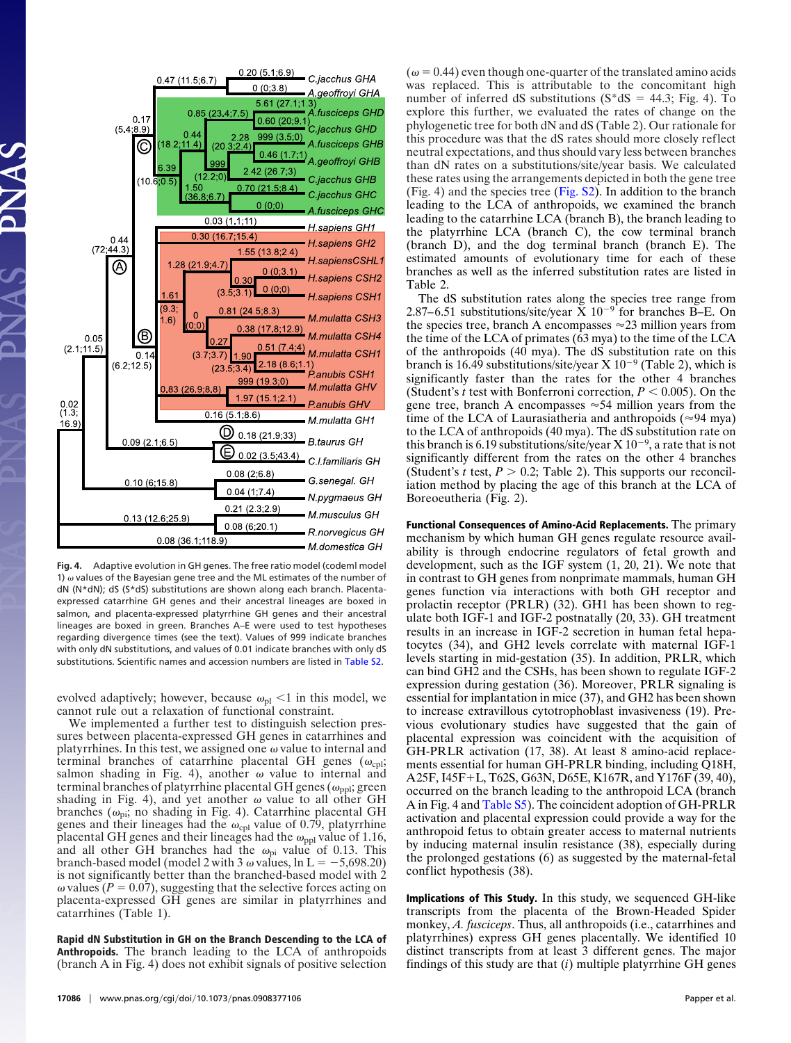**Fig. 4.** Adaptive evolution in GH genes. The free ratio model (codeml model 1) ω values of the Bayesian gene tree and the ML estimates of the number of dN (N\*dN); dS (S\*dS) substitutions are shown along each branch. Placenta-expressed catarrhine GH genes and their ancestral lineages are boxed in salmon, and placenta-expressed platyrrhine GH genes and their ancestral lineages are boxed in green. Branches A–E were used to test hypotheses regarding divergence times (see the text). Values of 999 indicate branches with only dN substitutions, and values of 0.01 indicate branches with only dS substitutions. Scientific names and accession numbers are listed in Table S2.

evolved adaptively; however, because $\omega_{pl} < 1$ in this model, we cannot rule out a relaxation of functional constraint.

We implemented a further test to distinguish selection pressures between placenta-expressed GH genes in catarrhines and platyrrhines. In this test, we assigned one ω value to internal and terminal branches of catarrhine placental GH genes ($\omega_{cpl}$; salmon shading in Fig. 4), another ω value to internal and terminal branches of platyrrhine placental GH genes ($\omega_{ppl}$; green shading in Fig. 4), and yet another ω value to all other GH branches ($\omega_{pi}$; no shading in Fig. 4). Catarrhine placental GH genes and their lineages had the $\omega_{cpl}$ value of 0.79, platyrrhine placental GH genes and their lineages had the $\omega_{ppl}$ value of 1.16, and all other GH branches had the $\omega_{pi}$ value of 0.13. This branch-based model (model 2 with 3 ω values, ln L = −5,698.20) is not significantly better than the branched-based model with 2 ω values ($P = 0.07$), suggesting that the selective forces acting on placenta-expressed GH genes are similar in platyrrhines and catarrhines (Table 1).

**Rapid dN Substitution in GH on the Branch Descending to the LCA of Anthropoids.** The branch leading to the LCA of anthropoids (branch A in Fig. 4) does not exhibit signals of positive selection (ω = 0.44) even though one-quarter of the translated amino acids was replaced. This is attributable to the concomitant high number of inferred dS substitutions (S\*dS = 44.3; Fig. 4). To explore this further, we evaluated the rates of change on the phylogenetic tree for both dN and dS (Table 2). Our rationale for this procedure was that the dS rates should more closely reflect neutral expectations, and thus should vary less between branches than dN rates on a substitutions/site/year basis. We calculated these rates using the arrangements depicted in both the gene tree (Fig. 4) and the species tree (Fig. S2). In addition to the branch leading to the LCA of anthropoids, we examined the branch leading to the catarrhine LCA (branch B), the branch leading to the platyrrhine LCA (branch C), the cow terminal branch (branch D), and the dog terminal branch (branch E). The estimated amounts of evolutionary time for each of these branches as well as the inferred substitution rates are listed in Table 2.

The dS substitution rates along the species tree range from 2.87–6.51 substitutions/site/year X $10^{-9}$ for branches B–E. On the species tree, branch A encompasses ≈23 million years from the time of the LCA of primates (63 mya) to the time of the LCA of the anthropoids (40 mya). The dS substitution rate on this branch is 16.49 substitutions/site/year X $10^{-9}$ (Table 2), which is significantly faster than the rates for the other 4 branches (Student's *t* test with Bonferroni correction, $P < 0.005$). On the gene tree, branch A encompasses ≈54 million years from the time of the LCA of Laurasiatheria and anthropoids (≈94 mya) to the LCA of anthropoids (40 mya). The dS substitution rate on this branch is 6.19 substitutions/site/year X $10^{-9}$, a rate that is not significantly different from the rates on the other 4 branches (Student's *t* test, $P > 0.2$; Table 2). This supports our reconciliation method by placing the age of this branch at the LCA of Boreoeutheria (Fig. 2).

**Functional Consequences of Amino-Acid Replacements.** The primary mechanism by which human GH genes regulate resource availability is through endocrine regulators of fetal growth and development, such as the IGF system (1, 20, 21). We note that in contrast to GH genes from nonprimate mammals, human GH genes function via interactions with both GH receptor and prolactin receptor (PRLR) (32). GH1 has been shown to regulate both IGF-1 and IGF-2 postnatally (20, 33). GH treatment results in an increase in IGF-2 secretion in human fetal hepatocytes (34), and GH2 levels correlate with maternal IGF-1 levels starting in mid-gestation (35). In addition, PRLR, which can bind GH2 and the CSHs, has been shown to regulate IGF-2 expression during gestation (36). Moreover, PRLR signaling is essential for implantation in mice (37), and GH2 has been shown to increase extravillous cytotrophoblast invasiveness (19). Previous evolutionary studies have suggested that the gain of placental expression was coincident with the acquisition of GH-PRLR activation (17, 38). At least 8 amino-acid replacements important for human GH-PRLR binding, including Q18H, A25F, I45F+L, T62S, G63N, D65E, K167R, and Y176F (39, 40), occurred on the branch leading to the anthropoid LCA (branch A in Fig. 4 and Table S5). The coincident adoption of GH-PRLR activation and placental expression could provide a way for the anthropoid fetus to obtain greater access to maternal nutrients by inducing maternal insulin resistance (38), especially during the prolonged gestations (6) as suggested by the maternal-fetal conflict hypothesis (38).

**Implications of This Study.** In this study, we sequenced GH-like transcripts from the placenta of the Brown-Headed Spider monkey, *A. fusciceps*. Thus, all anthropoids (i.e., catarrhines and platyrrhines) express GH genes placentally. We identified 10 distinct transcripts from at least 3 different genes. The major findings of this study are that (*i*) multiple platyrrhine GH genes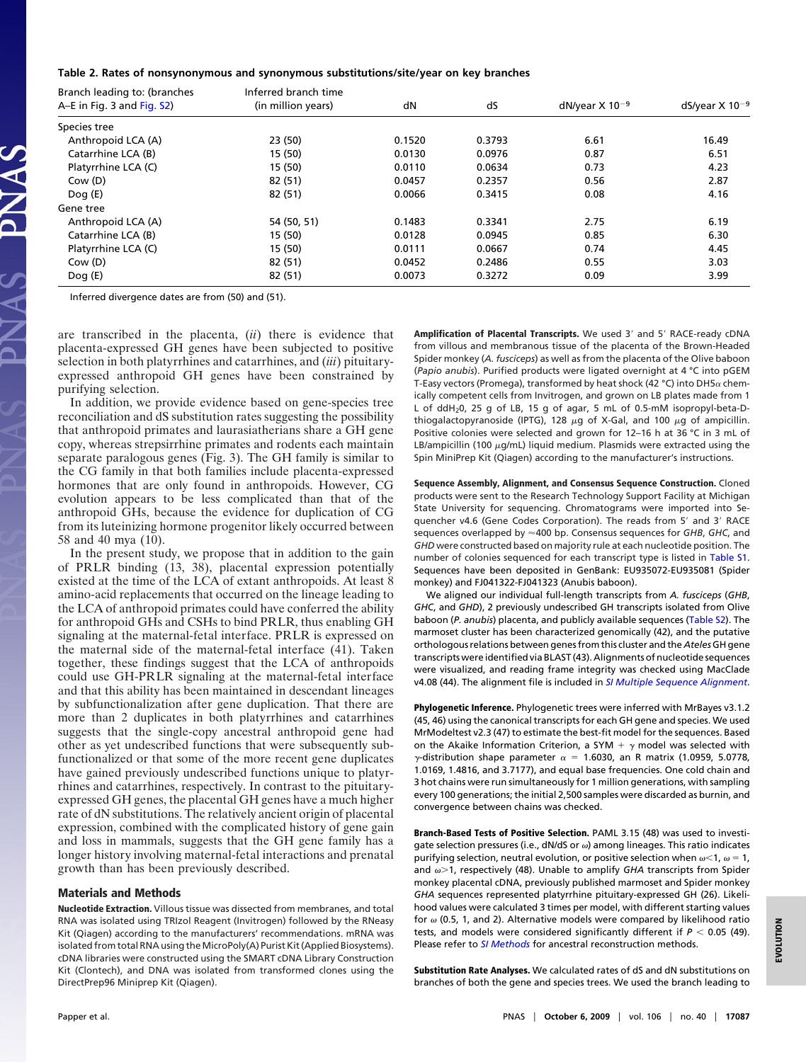**Table 2. Rates of nonsynonymous and synonymous substitutions/site/year on key branches**

| Branch leading to: (branches A–E in Fig. 3 and Fig. S2) | Inferred branch time (in million years) | dN | dS | dN/year X $10^{-9}$ | dS/year X $10^{-9}$ |
|---|---|---|---|---|---|
| Species tree | | | | | |
| Anthropoid LCA (A) | 23 (50) | 0.1520 | 0.3793 | 6.61 | 16.49 |
| Catarrhine LCA (B) | 15 (50) | 0.0130 | 0.0976 | 0.87 | 6.51 |
| Platyrrhine LCA (C) | 15 (50) | 0.0110 | 0.0634 | 0.73 | 4.23 |
| Cow (D) | 82 (51) | 0.0457 | 0.2357 | 0.56 | 2.87 |
| Dog (E) | 82 (51) | 0.0066 | 0.3415 | 0.08 | 4.16 |
| Gene tree | | | | | |
| Anthropoid LCA (A) | 54 (50, 51) | 0.1483 | 0.3341 | 2.75 | 6.19 |
| Catarrhine LCA (B) | 15 (50) | 0.0128 | 0.0945 | 0.85 | 6.30 |
| Platyrrhine LCA (C) | 15 (50) | 0.0111 | 0.0667 | 0.74 | 4.45 |
| Cow (D) | 82 (51) | 0.0452 | 0.2486 | 0.55 | 3.03 |
| Dog (E) | 82 (51) | 0.0073 | 0.3272 | 0.09 | 3.99 |

Inferred divergence dates are from (50) and (51).

are transcribed in the placenta, (*ii*) there is evidence that placenta-expressed GH genes have been subjected to positive selection in both platyrrhines and catarrhines, and (*iii*) pituitary-expressed anthropoid GH genes have been constrained by purifying selection.

In addition, we provide evidence based on gene-species tree reconciliation and dS substitution rates suggesting the possibility that anthropoid primates and laurasiatherians share a GH gene copy, whereas strepsirrhine primates and rodents each maintain separate paralogous genes (Fig. 3). The GH family is similar to the CG family in that both families include placenta-expressed hormones that are only found in anthropoids. However, CG evolution appears to be less complicated than that of the anthropoid GHs, because the evidence for duplication of CG from its luteinizing hormone progenitor likely occurred between 58 and 40 mya (10).

In the present study, we propose that in addition to the gain of PRLR binding (13, 38), placental expression potentially existed at the time of the LCA of extant anthropoids. At least 8 amino-acid replacements that occurred on the lineage leading to the LCA of anthropoid primates could have conferred the ability for anthropoid GHs and CSHs to bind PRLR, thus enabling GH signaling at the maternal-fetal interface. PRLR is expressed on the maternal side of the maternal-fetal interface (41). Taken together, these findings suggest that the LCA of anthropoids could use GH-PRLR signaling at the maternal-fetal interface and that this ability has been maintained in descendant lineages by subfunctionalization after gene duplication. That there are more than 2 duplicates in both platyrrhines and catarrhines suggests that the single-copy ancestral anthropoid gene had other as yet undescribed functions that were subsequently subfunctionalized or that some of the more recent gene duplicates have gained previously undescribed functions unique to platyrrhines and catarrhines, respectively. In contrast to the pituitary-expressed GH genes, the placental GH genes have a much higher rate of dN substitutions. The relatively ancient origin of placental expression, combined with the complicated history of gene gain and loss in mammals, suggests that the GH gene family has a longer history involving maternal-fetal interactions and prenatal growth than has been previously described.

## Materials and Methods

**Nucleotide Extraction.** Villous tissue was dissected from membranes, and total RNA was isolated using TRIzol Reagent (Invitrogen) followed by the RNeasy Kit (Qiagen) according to the manufacturers' recommendations. mRNA was isolated from total RNA using the MicroPoly(A) Purist Kit (Applied Biosystems). cDNA libraries were constructed using the SMART cDNA Library Construction Kit (Clontech), and DNA was isolated from transformed clones using the DirectPrep96 Miniprep Kit (Qiagen).

**Amplification of Placental Transcripts.** We used 3′ and 5′ RACE-ready cDNA from villous and membranous tissue of the placenta of the Brown-Headed Spider monkey (*A. fusciceps*) as well as from the placenta of the Olive baboon (*Papio anubis*). Purified products were ligated overnight at 4 °C into pGEM T-Easy vectors (Promega), transformed by heat shock (42 °C) into DH5α chemically competent cells from Invitrogen, and grown on LB plates made from 1 L of ddH$_2$0, 25 g of LB, 15 g of agar, 5 mL of 0.5-mM isopropyl-beta-D-thiogalactopyranoside (IPTG), 128 μg of X-Gal, and 100 μg of ampicillin. Positive colonies were selected and grown for 12–16 h at 36 °C in 3 mL of LB/ampicillin (100 μg/mL) liquid medium. Plasmids were extracted using the Spin MiniPrep Kit (Qiagen) according to the manufacturer's instructions.

**Sequence Assembly, Alignment, and Consensus Sequence Construction.** Cloned products were sent to the Research Technology Support Facility at Michigan State University for sequencing. Chromatograms were imported into Sequencher v4.6 (Gene Codes Corporation). The reads from 5′ and 3′ RACE sequences overlapped by ≈400 bp. Consensus sequences for *GHB*, *GHC*, and *GHD* were constructed based on majority rule at each nucleotide position. The number of colonies sequenced for each transcript type is listed in Table S1. Sequences have been deposited in GenBank: EU935072-EU935081 (Spider monkey) and FJ041322-FJ041323 (Anubis baboon).

We aligned our individual full-length transcripts from *A. fusciceps* (*GHB*, *GHC*, and *GHD*), 2 previously undescribed GH transcripts isolated from Olive baboon (*P. anubis*) placenta, and publicly available sequences (Table S2). The marmoset cluster has been characterized genomically (42), and the putative orthologous relations between genes from this cluster and the *Ateles* GH gene transcripts were identified via BLAST (43). Alignments of nucleotide sequences were visualized, and reading frame integrity was checked using MacClade v4.08 (44). The alignment file is included in *SI Multiple Sequence Alignment*.

**Phylogenetic Inference.** Phylogenetic trees were inferred with MrBayes v3.1.2 (45, 46) using the canonical transcripts for each GH gene and species. We used MrModeltest v2.3 (47) to estimate the best-fit model for the sequences. Based on the Akaike Information Criterion, a SYM + γ model was selected with γ-distribution shape parameter α = 1.6030, an R matrix (1.0959, 5.0778, 1.0169, 1.4816, and 3.7177), and equal base frequencies. One cold chain and 3 hot chains were run simultaneously for 1 million generations, with sampling every 100 generations; the initial 2,500 samples were discarded as burnin, and convergence between chains was checked.

**Branch-Based Tests of Positive Selection.** PAML 3.15 (48) was used to investigate selection pressures (i.e., dN/dS or ω) among lineages. This ratio indicates purifying selection, neutral evolution, or positive selection when $\omega < 1$, $\omega = 1$, and $\omega > 1$, respectively (48). Unable to amplify *GHA* transcripts from Spider monkey placental cDNA, previously published marmoset and Spider monkey *GHA* sequences represented platyrrhine pituitary-expressed GH (26). Likelihood values were calculated 3 times per model, with different starting values for ω (0.5, 1, and 2). Alternative models were compared by likelihood ratio tests, and models were considered significantly different if $P < 0.05$ (49). Please refer to *SI Methods* for ancestral reconstruction methods.

**Substitution Rate Analyses.** We calculated rates of dS and dN substitutions on branches of both the gene and species trees. We used the branch leading to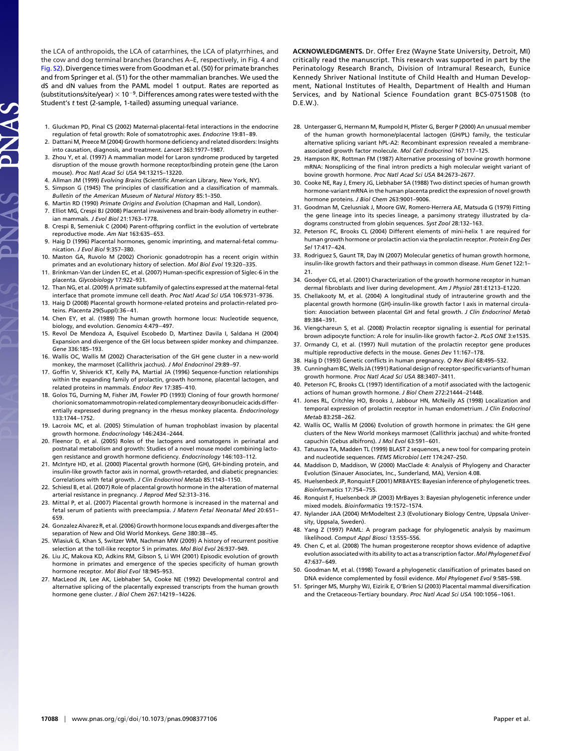the LCA of anthropoids, the LCA of catarrhines, the LCA of platyrrhines, and the cow and dog terminal branches (branches A–E, respectively, in Fig. 4 and Fig. S2). Divergence times were from Goodman et al. (50) for primate branches and from Springer et al. (51) for the other mammalian branches. We used the dS and dN values from the PAML model 1 output. Rates are reported as (substitutions/site/year) $\times 10^{-9}$. Differences among rates were tested with the Student's *t* test (2-sample, 1-tailed) assuming unequal variance.

**ACKNOWLEDGMENTS.** Dr. Offer Erez (Wayne State University, Detroit, MI) critically read the manuscript. This research was supported in part by the Perinatology Research Branch, Division of Intramural Research, Eunice Kennedy Shriver National Institute of Child Health and Human Development, National Institutes of Health, Department of Health and Human Services, and by National Science Foundation grant BCS-0751508 (to D.E.W.).

1. Gluckman PD, Pinal CS (2002) Maternal-placental-fetal interactions in the endocrine regulation of fetal growth: Role of somatotrophic axes. *Endocrine* 19:81–89.
2. Dattani M, Preece M (2004) Growth hormone deficiency and related disorders: Insights into causation, diagnosis, and treatment. *Lancet* 363:1977–1987.
3. Zhou Y, et al. (1997) A mammalian model for Laron syndrome produced by targeted disruption of the mouse growth hormone receptor/binding protein gene (the Laron mouse). *Proc Natl Acad Sci USA* 94:13215–13220.
4. Allman JM (1999) *Evolving Brains* (Scientific American Library, New York, NY).
5. Simpson G (1945) The principles of classification and a classification of mammals. *Bulletin of the American Museum of Natural History* 85:1–350.
6. Martin RD (1990) *Primate Origins and Evolution* (Chapman and Hall, London).
7. Elliot MG, Crespi BJ (2008) Placental invasiveness and brain-body allometry in eutherian mammals. *J Evol Biol* 21:1763–1778.
8. Crespi B, Semeniuk C (2004) Parent-offspring conflict in the evolution of vertebrate reproductive mode. *Am Nat* 163:635–653.
9. Haig D (1996) Placental hormones, genomic imprinting, and maternal-fetal communication. *J Evol Biol* 9:357–380.
10. Maston GA, Ruvolo M (2002) Chorionic gonadotropin has a recent origin within primates and an evolutionary history of selection. *Mol Biol Evol* 19:320–335.
11. Brinkman-Van der Linden EC, et al. (2007) Human-specific expression of Siglec-6 in the placenta. *Glycobiology* 17:922–931.
12. Than NG, et al. (2009) A primate subfamily of galectins expressed at the maternal-fetal interface that promote immune cell death. *Proc Natl Acad Sci USA* 106:9731–9736.
13. Haig D (2008) Placental growth hormone-related proteins and prolactin-related proteins. *Placenta* 29(Suppl):36–41.
14. Chen EY, et al. (1989) The human growth hormone locus: Nucleotide sequence, biology, and evolution. *Genomics* 4:479–497.
15. Revol De Mendoza A, Esquivel Escobedo D, Martinez Davila I, Saldana H (2004) Expansion and divergence of the GH locus between spider monkey and chimpanzee. *Gene* 336:185–193.
16. Wallis OC, Wallis M (2002) Characterisation of the GH gene cluster in a new-world monkey, the marmoset (Callithrix jacchus). *J Mol Endocrinol* 29:89–97.
17. Goffin V, Shiverick KT, Kelly PA, Martial JA (1996) Sequence-function relationships within the expanding family of prolactin, growth hormone, placental lactogen, and related proteins in mammals. *Endocr Rev* 17:385–410.
18. Golos TG, Durning M, Fisher JM, Fowler PD (1993) Cloning of four growth hormone/chorionic somatomammotropin-related complementary deoxyribonucleic acids differentially expressed during pregnancy in the rhesus monkey placenta. *Endocrinology* 133:1744–1752.
19. Lacroix MC, et al. (2005) Stimulation of human trophoblast invasion by placental growth hormone. *Endocrinology* 146:2434–2444.
20. Fleenor D, et al. (2005) Roles of the lactogens and somatogens in perinatal and postnatal metabolism and growth: Studies of a novel mouse model combining lactogen resistance and growth hormone deficiency. *Endocrinology* 146:103–112.
21. McIntyre HD, et al. (2000) Placental growth hormone (GH), GH-binding protein, and insulin-like growth factor axis in normal, growth-retarded, and diabetic pregnancies: Correlations with fetal growth. *J Clin Endocrinol Metab* 85:1143–1150.
22. Schiessl B, et al. (2007) Role of placental growth hormone in the alteration of maternal arterial resistance in pregnancy. *J Reprod Med* 52:313–316.
23. Mittal P, et al. (2007) Placental growth hormone is increased in the maternal and fetal serum of patients with preeclampsia. *J Matern Fetal Neonatal Med* 20:651–659.
24. Gonzalez Alvarez R, et al. (2006) Growth hormone locus expands and diverges after the separation of New and Old World Monkeys. *Gene* 380:38–45.
25. Wlasiuk G, Khan S, Switzer WM, Nachman MW (2009) A history of recurrent positive selection at the toll-like receptor 5 in primates. *Mol Biol Evol* 26:937–949.
26. Liu JC, Makova KD, Adkins RM, Gibson S, Li WH (2001) Episodic evolution of growth hormone in primates and emergence of the species specificity of human growth hormone receptor. *Mol Biol Evol* 18:945–953.
27. MacLeod JN, Lee AK, Liebhaber SA, Cooke NE (1992) Developmental control and alternative splicing of the placentally expressed transcripts from the human growth hormone gene cluster. *J Biol Chem* 267:14219–14226.
28. Untergasser G, Hermann M, Rumpold H, Pfister G, Berger P (2000) An unusual member of the human growth hormone/placental lactogen (GH/PL) family, the testicular alternative splicing variant hPL-A2: Recombinant expression revealed a membrane-associated growth factor molecule. *Mol Cell Endocrinol* 167:117–125.
29. Hampson RK, Rottman FM (1987) Alternative processing of bovine growth hormone mRNA: Nonsplicing of the final intron predicts a high molecular weight variant of bovine growth hormone. *Proc Natl Acad Sci USA* 84:2673–2677.
30. Cooke NE, Ray J, Emery JG, Liebhaber SA (1988) Two distinct species of human growth hormone-variant mRNA in the human placenta predict the expression of novel growth hormone proteins. *J Biol Chem* 263:9001–9006.
31. Goodman M, Czelusniak J, Moore GW, Romero-Herrera AE, Matsuda G (1979) Fitting the gene lineage into its species lineage, a parsimony strategy illustrated by cladograms constructed from globin sequences. *Syst Zool* 28:132–163.
32. Peterson FC, Brooks CL (2004) Different elements of mini-helix 1 are required for human growth hormone or prolactin action via the prolactin receptor. *Protein Eng Des Sel* 17:417–424.
33. Rodriguez S, Gaunt TR, Day IN (2007) Molecular genetics of human growth hormone, insulin-like growth factors and their pathways in common disease. *Hum Genet* 122:1–21.
34. Goodyer CG, et al. (2001) Characterization of the growth hormone receptor in human dermal fibroblasts and liver during development. *Am J Physiol* 281:E1213–E1220.
35. Chellakooty M, et al. (2004) A longitudinal study of intrauterine growth and the placental growth hormone (GH)-insulin-like growth factor I axis in maternal circulation: Association between placental GH and fetal growth. *J Clin Endocrinol Metab* 89:384–391.
36. Viengchareun S, et al. (2008) Prolactin receptor signaling is essential for perinatal brown adipocyte function: A role for insulin-like growth factor-2. *PLoS ONE* 3:e1535.
37. Ormandy CJ, et al. (1997) Null mutation of the prolactin receptor gene produces multiple reproductive defects in the mouse. *Genes Dev* 11:167–178.
38. Haig D (1993) Genetic conflicts in human pregnancy. *Q Rev Biol* 68:495–532.
39. Cunningham BC, Wells JA (1991) Rational design of receptor-specific variants of human growth hormone. *Proc Natl Acad Sci USA* 88:3407–3411.
40. Peterson FC, Brooks CL (1997) Identification of a motif associated with the lactogenic actions of human growth hormone. *J Biol Chem* 272:21444–21448.
41. Jones RL, Critchley HO, Brooks J, Jabbour HN, McNeilly AS (1998) Localization and temporal expression of prolactin receptor in human endometrium. *J Clin Endocrinol Metab* 83:258–262.
42. Wallis OC, Wallis M (2006) Evolution of growth hormone in primates: the GH gene clusters of the New World monkeys marmoset (Callithrix jacchus) and white-fronted capuchin (Cebus albifrons). *J Mol Evol* 63:591–601.
43. Tatusova TA, Madden TL (1999) BLAST 2 sequences, a new tool for comparing protein and nucleotide sequences. *FEMS Microbiol Lett* 174:247–250.
44. Maddison D, Maddison, W (2000) MacClade 4: Analysis of Phylogeny and Character Evolution (Sinauer Associates, Inc., Sunderland, MA), Version 4.08.
45. Huelsenbeck JP, Ronquist F (2001) MRBAYES: Bayesian inference of phylogenetic trees. *Bioinformatics* 17:754–755.
46. Ronquist F, Huelsenbeck JP (2003) MrBayes 3: Bayesian phylogenetic inference under mixed models. *Bioinformatics* 19:1572–1574.
47. Nylander JAA (2004) MrModeltest 2.3 (Evolutionary Biology Centre, Uppsala University, Uppsala, Sweden).
48. Yang Z (1997) PAML: A program package for phylogenetic analysis by maximum likelihood. *Comput Appl Biosci* 13:555–556.
49. Chen C, et al. (2008) The human progesterone receptor shows evidence of adaptive evolution associated with its ability to act as a transcription factor. *Mol Phylogenet Evol* 47:637–649.
50. Goodman M, et al. (1998) Toward a phylogenetic classification of primates based on DNA evidence complemented by fossil evidence. *Mol Phylogenet Evol* 9:585–598.
51. Springer MS, Murphy WJ, Eizirik E, O'Brien SJ (2003) Placental mammal diversification and the Cretaceous-Tertiary boundary. *Proc Natl Acad Sci USA* 100:1056–1061.